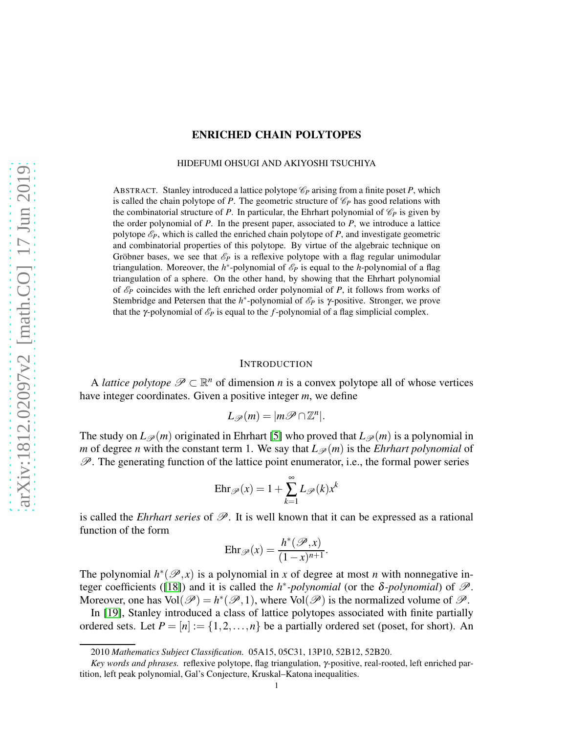# ENRICHED CHAIN POLYTOPES

HIDEFUMI OHSUGI AND AKIYOSHI TSUCHIYA

ABSTRACT. Stanley introduced a lattice polytope $\mathscr{C}_P$ arising from a finite poset $P$, which is called the chain polytope of $P$. The geometric structure of $\mathscr{C}_P$ has good relations with the combinatorial structure of $P$. In particular, the Ehrhart polynomial of $\mathscr{C}_P$ is given by the order polynomial of $P$. In the present paper, associated to $P$, we introduce a lattice polytope $\mathscr{E}_P$, which is called the enriched chain polytope of $P$, and investigate geometric and combinatorial properties of this polytope. By virtue of the algebraic technique on Gröbner bases, we see that $\mathscr{E}_P$ is a reflexive polytope with a flag regular unimodular triangulation. Moreover, the $h^*$-polynomial of $\mathscr{E}_P$ is equal to the $h$-polynomial of a flag triangulation of a sphere. On the other hand, by showing that the Ehrhart polynomial of $\mathscr{E}_P$ coincides with the left enriched order polynomial of $P$, it follows from works of Stembridge and Petersen that the $h^*$-polynomial of $\mathscr{E}_P$ is $\gamma$-positive. Stronger, we prove that the $\gamma$-polynomial of $\mathscr{E}_P$ is equal to the $f$-polynomial of a flag simplicial complex.

## INTRODUCTION

A *lattice polytope* $\mathscr{P} \subset \mathbb{R}^n$ of dimension $n$ is a convex polytope all of whose vertices have integer coordinates. Given a positive integer $m$, we define

$$L_{\mathscr{P}}(m) = |m\mathscr{P} \cap \mathbb{Z}^n|.$$

The study on $L_{\mathscr{P}}(m)$ originated in Ehrhart [5] who proved that $L_{\mathscr{P}}(m)$ is a polynomial in $m$ of degree $n$ with the constant term 1. We say that $L_{\mathscr{P}}(m)$ is the *Ehrhart polynomial* of $\mathscr{P}$. The generating function of the lattice point enumerator, i.e., the formal power series

$$\mathrm{Ehr}_{\mathscr{P}}(x) = 1 + \sum_{k=1}^{\infty} L_{\mathscr{P}}(k) x^k$$

is called the *Ehrhart series* of $\mathscr{P}$. It is well known that it can be expressed as a rational function of the form

$$\mathrm{Ehr}_{\mathscr{P}}(x) = \frac{h^*(\mathscr{P}, x)}{(1-x)^{n+1}}.$$

The polynomial $h^*(\mathscr{P}, x)$ is a polynomial in $x$ of degree at most $n$ with nonnegative integer coefficients ([18]) and it is called the *$h^*$-polynomial* (or the *$\delta$-polynomial*) of $\mathscr{P}$. Moreover, one has $\mathrm{Vol}(\mathscr{P}) = h^*(\mathscr{P}, 1)$, where $\mathrm{Vol}(\mathscr{P})$ is the normalized volume of $\mathscr{P}$.

In [19], Stanley introduced a class of lattice polytopes associated with finite partially ordered sets. Let $P = [n] := \{1, 2, \ldots, n\}$ be a partially ordered set (poset, for short). An

---

2010 *Mathematics Subject Classification.* 05A15, 05C31, 13P10, 52B12, 52B20.

*Key words and phrases.* reflexive polytope, flag triangulation, $\gamma$-positive, real-rooted, left enriched partition, left peak polynomial, Gal's Conjecture, Kruskal–Katona inequalities.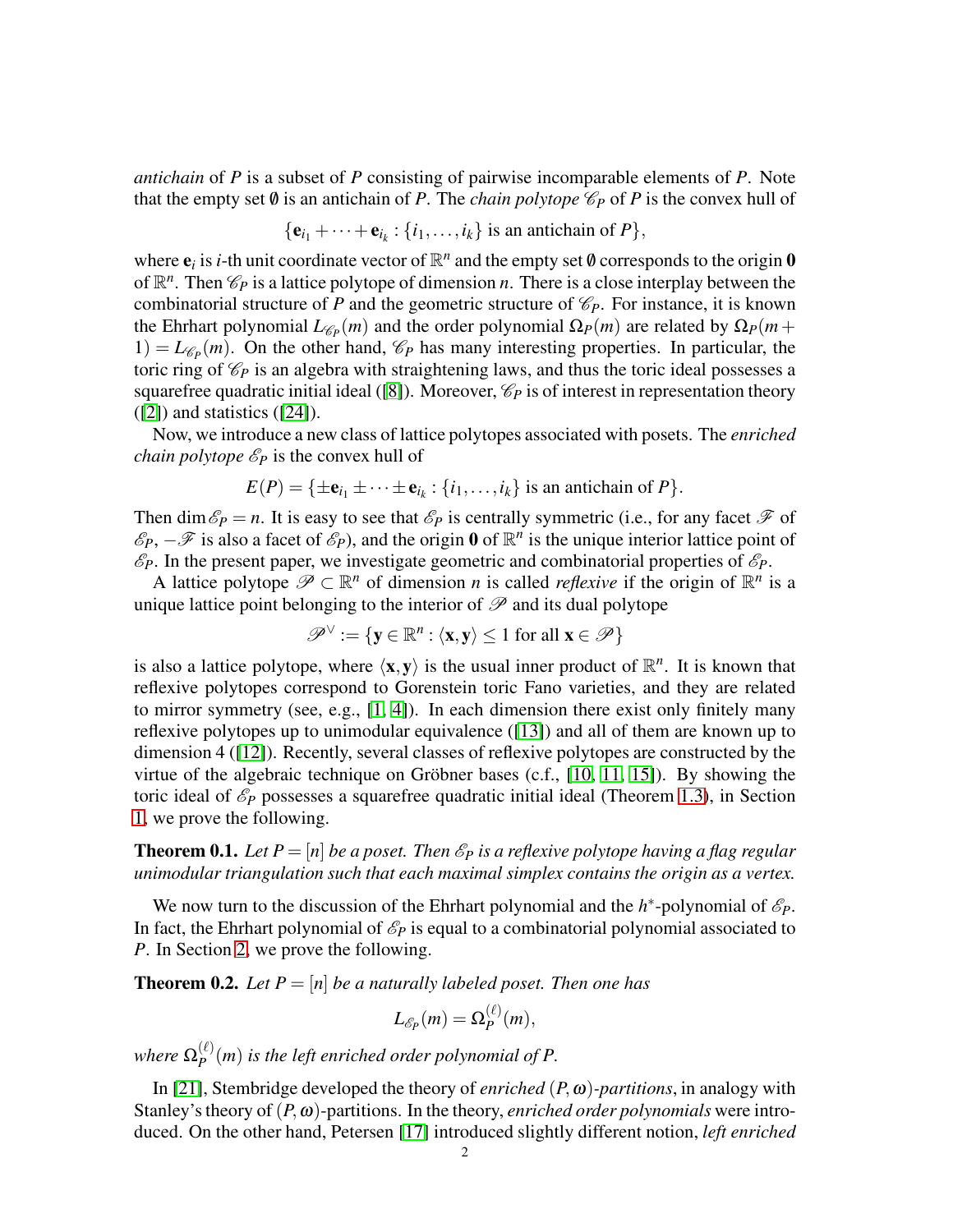*antichain* of $P$ is a subset of $P$ consisting of pairwise incomparable elements of $P$. Note that the empty set $\emptyset$ is an antichain of $P$. The *chain polytope* $\mathscr{C}_P$ of $P$ is the convex hull of

$$\{\mathbf{e}_{i_1} + \cdots + \mathbf{e}_{i_k} : \{i_1, \ldots, i_k\} \text{ is an antichain of } P\},$$

where $\mathbf{e}_i$ is $i$-th unit coordinate vector of $\mathbb{R}^n$ and the empty set $\emptyset$ corresponds to the origin $\mathbf{0}$ of $\mathbb{R}^n$. Then $\mathscr{C}_P$ is a lattice polytope of dimension $n$. There is a close interplay between the combinatorial structure of $P$ and the geometric structure of $\mathscr{C}_P$. For instance, it is known the Ehrhart polynomial $L_{\mathscr{C}_P}(m)$ and the order polynomial $\Omega_P(m)$ are related by $\Omega_P(m+1) = L_{\mathscr{C}_P}(m)$. On the other hand, $\mathscr{C}_P$ has many interesting properties. In particular, the toric ring of $\mathscr{C}_P$ is an algebra with straightening laws, and thus the toric ideal possesses a squarefree quadratic initial ideal ([8]). Moreover, $\mathscr{C}_P$ is of interest in representation theory ([2]) and statistics ([24]).

Now, we introduce a new class of lattice polytopes associated with posets. The *enriched chain polytope* $\mathscr{E}_P$ is the convex hull of

$$E(P) = \{\pm\mathbf{e}_{i_1} \pm \cdots \pm \mathbf{e}_{i_k} : \{i_1, \ldots, i_k\} \text{ is an antichain of } P\}.$$

Then $\dim \mathscr{E}_P = n$. It is easy to see that $\mathscr{E}_P$ is centrally symmetric (i.e., for any facet $\mathscr{F}$ of $\mathscr{E}_P$, $-\mathscr{F}$ is also a facet of $\mathscr{E}_P$), and the origin $\mathbf{0}$ of $\mathbb{R}^n$ is the unique interior lattice point of $\mathscr{E}_P$. In the present paper, we investigate geometric and combinatorial properties of $\mathscr{E}_P$.

A lattice polytope $\mathscr{P} \subset \mathbb{R}^n$ of dimension $n$ is called *reflexive* if the origin of $\mathbb{R}^n$ is a unique lattice point belonging to the interior of $\mathscr{P}$ and its dual polytope

$$\mathscr{P}^\vee := \{\mathbf{y} \in \mathbb{R}^n : \langle \mathbf{x}, \mathbf{y} \rangle \leq 1 \text{ for all } \mathbf{x} \in \mathscr{P}\}$$

is also a lattice polytope, where $\langle \mathbf{x}, \mathbf{y} \rangle$ is the usual inner product of $\mathbb{R}^n$. It is known that reflexive polytopes correspond to Gorenstein toric Fano varieties, and they are related to mirror symmetry (see, e.g., [1, 4]). In each dimension there exist only finitely many reflexive polytopes up to unimodular equivalence ([13]) and all of them are known up to dimension 4 ([12]). Recently, several classes of reflexive polytopes are constructed by the virtue of the algebraic technique on Gröbner bases (c.f., [10, 11, 15]). By showing the toric ideal of $\mathscr{E}_P$ possesses a squarefree quadratic initial ideal (Theorem 1.3), in Section 1, we prove the following.

**Theorem 0.1.** *Let $P = [n]$ be a poset. Then $\mathscr{E}_P$ is a reflexive polytope having a flag regular unimodular triangulation such that each maximal simplex contains the origin as a vertex.*

We now turn to the discussion of the Ehrhart polynomial and the $h^*$-polynomial of $\mathscr{E}_P$. In fact, the Ehrhart polynomial of $\mathscr{E}_P$ is equal to a combinatorial polynomial associated to $P$. In Section 2, we prove the following.

**Theorem 0.2.** *Let $P = [n]$ be a naturally labeled poset. Then one has*

$$L_{\mathscr{E}_P}(m) = \Omega_P^{(\ell)}(m),$$

*where $\Omega_P^{(\ell)}(m)$ is the left enriched order polynomial of $P$.*

In [21], Stembridge developed the theory of *enriched $(P, \omega)$-partitions*, in analogy with Stanley's theory of $(P, \omega)$-partitions. In the theory, *enriched order polynomials* were introduced. On the other hand, Petersen [17] introduced slightly different notion, *left enriched*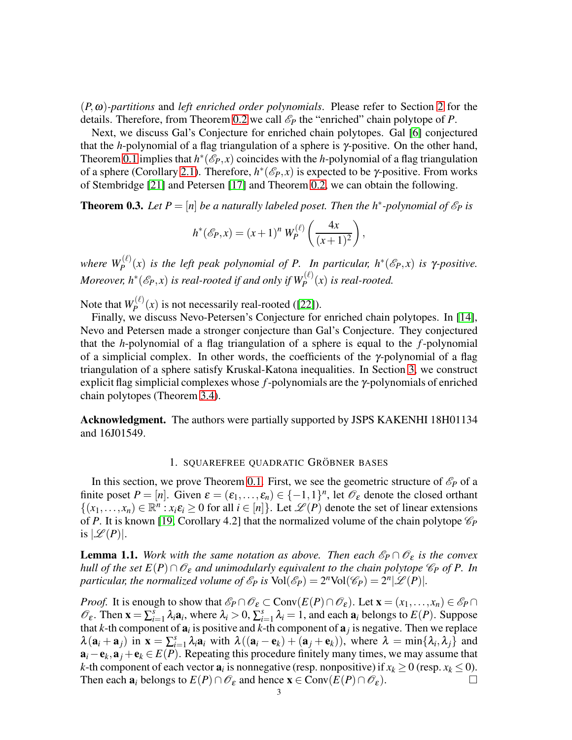$(P,\omega)$*-partitions* and *left enriched order polynomials*. Please refer to Section 2 for the details. Therefore, from Theorem 0.2 we call $\mathscr{E}_P$ the "enriched" chain polytope of $P$.

Next, we discuss Gal's Conjecture for enriched chain polytopes. Gal [6] conjectured that the $h$-polynomial of a flag triangulation of a sphere is $\gamma$-positive. On the other hand, Theorem 0.1 implies that $h^*(\mathscr{E}_P,x)$ coincides with the $h$-polynomial of a flag triangulation of a sphere (Corollary 2.1). Therefore, $h^*(\mathscr{E}_P,x)$ is expected to be $\gamma$-positive. From works of Stembridge [21] and Petersen [17] and Theorem 0.2, we can obtain the following.

**Theorem 0.3.** *Let $P=[n]$ be a naturally labeled poset. Then the $h^*$-polynomial of $\mathscr{E}_P$ is*

$$h^*(\mathscr{E}_P,x) = (x+1)^n\, W_P^{(\ell)}\left(\frac{4x}{(x+1)^2}\right),$$

*where $W_P^{(\ell)}(x)$ is the left peak polynomial of $P$. In particular, $h^*(\mathscr{E}_P,x)$ is $\gamma$-positive. Moreover, $h^*(\mathscr{E}_P,x)$ is real-rooted if and only if $W_P^{(\ell)}(x)$ is real-rooted.*

Note that $W_P^{(\ell)}(x)$ is not necessarily real-rooted ([22]).

Finally, we discuss Nevo-Petersen's Conjecture for enriched chain polytopes. In [14], Nevo and Petersen made a stronger conjecture than Gal's Conjecture. They conjectured that the $h$-polynomial of a flag triangulation of a sphere is equal to the $f$-polynomial of a simplicial complex. In other words, the coefficients of the $\gamma$-polynomial of a flag triangulation of a sphere satisfy Kruskal-Katona inequalities. In Section 3, we construct explicit flag simplicial complexes whose $f$-polynomials are the $\gamma$-polynomials of enriched chain polytopes (Theorem 3.4).

**Acknowledgment.** The authors were partially supported by JSPS KAKENHI 18H01134 and 16J01549.

## 1. Squarefree quadratic Gröbner bases

In this section, we prove Theorem 0.1. First, we see the geometric structure of $\mathscr{E}_P$ of a finite poset $P=[n]$. Given $\varepsilon=(\varepsilon_1,\dots,\varepsilon_n)\in\{-1,1\}^n$, let $\mathscr{O}_\varepsilon$ denote the closed orthant $\{(x_1,\dots,x_n)\in\mathbb{R}^n : x_i\varepsilon_i\geq 0 \text{ for all } i\in[n]\}$. Let $\mathscr{L}(P)$ denote the set of linear extensions of $P$. It is known [19, Corollary 4.2] that the normalized volume of the chain polytope $\mathscr{C}_P$ is $|\mathscr{L}(P)|$.

**Lemma 1.1.** *Work with the same notation as above. Then each $\mathscr{E}_P\cap\mathscr{O}_\varepsilon$ is the convex hull of the set $E(P)\cap\mathscr{O}_\varepsilon$ and unimodularly equivalent to the chain polytope $\mathscr{C}_P$ of $P$. In particular, the normalized volume of $\mathscr{E}_P$ is $\mathrm{Vol}(\mathscr{E}_P)=2^n\mathrm{Vol}(\mathscr{C}_P)=2^n|\mathscr{L}(P)|$.*

*Proof.* It is enough to show that $\mathscr{E}_P\cap\mathscr{O}_\varepsilon\subset\mathrm{Conv}(E(P)\cap\mathscr{O}_\varepsilon)$. Let $\mathbf{x}=(x_1,\dots,x_n)\in\mathscr{E}_P\cap\mathscr{O}_\varepsilon$. Then $\mathbf{x}=\sum_{i=1}^s\lambda_i\mathbf{a}_i$, where $\lambda_i>0$, $\sum_{i=1}^s\lambda_i=1$, and each $\mathbf{a}_i$ belongs to $E(P)$. Suppose that $k$-th component of $\mathbf{a}_i$ is positive and $k$-th component of $\mathbf{a}_j$ is negative. Then we replace $\lambda(\mathbf{a}_i+\mathbf{a}_j)$ in $\mathbf{x}=\sum_{i=1}^s\lambda_i\mathbf{a}_i$ with $\lambda((\mathbf{a}_i-\mathbf{e}_k)+(\mathbf{a}_j+\mathbf{e}_k))$, where $\lambda=\min\{\lambda_i,\lambda_j\}$ and $\mathbf{a}_i-\mathbf{e}_k,\mathbf{a}_j+\mathbf{e}_k\in E(P)$. Repeating this procedure finitely many times, we may assume that $k$-th component of each vector $\mathbf{a}_i$ is nonnegative (resp. nonpositive) if $x_k\geq 0$ (resp. $x_k\leq 0$). Then each $\mathbf{a}_i$ belongs to $E(P)\cap\mathscr{O}_\varepsilon$ and hence $\mathbf{x}\in\mathrm{Conv}(E(P)\cap\mathscr{O}_\varepsilon)$. □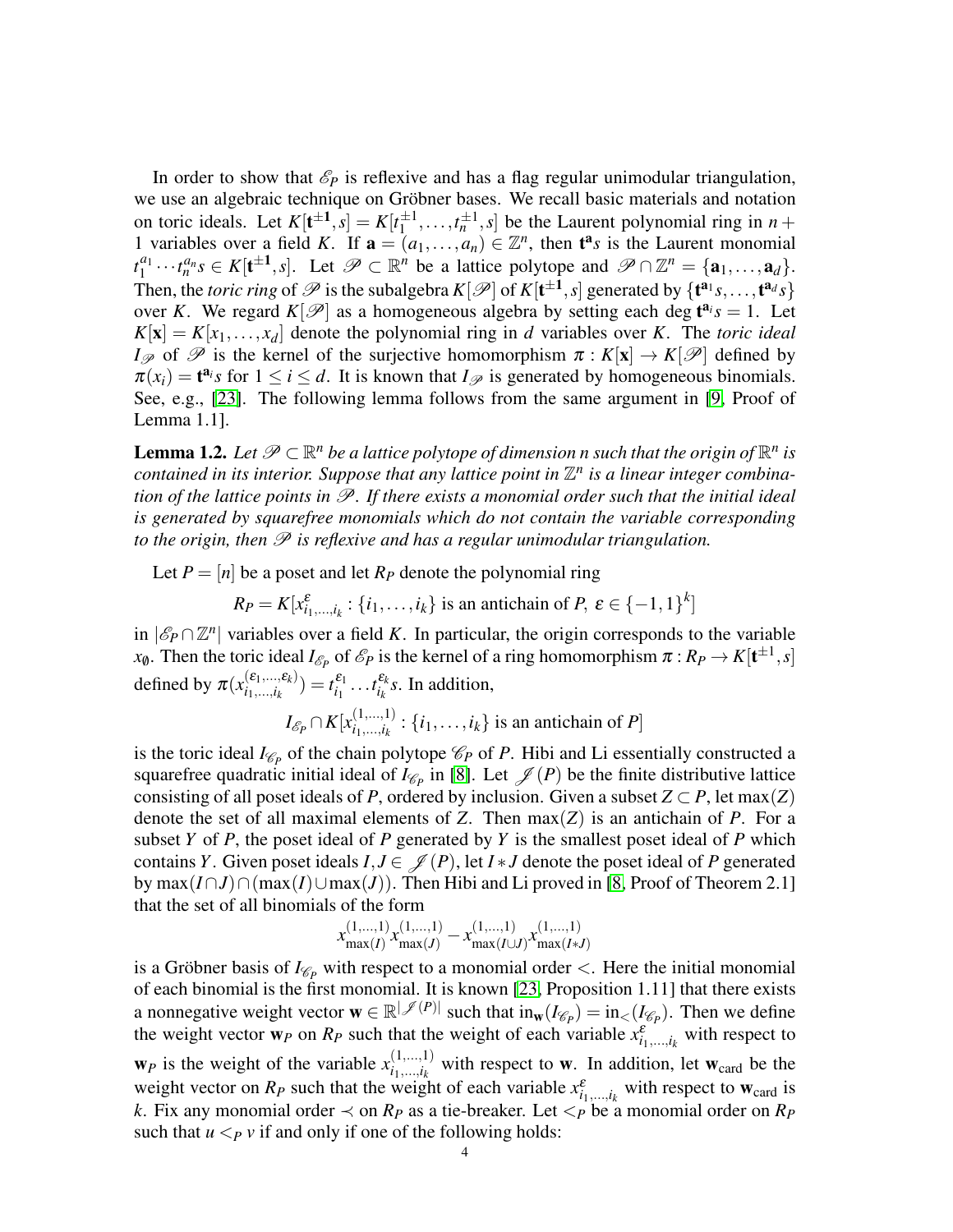In order to show that $\mathscr{E}_P$ is reflexive and has a flag regular unimodular triangulation, we use an algebraic technique on Gröbner bases. We recall basic materials and notation on toric ideals. Let $K[\mathbf{t}^{\pm 1}, s] = K[t_1^{\pm 1}, \dots, t_n^{\pm 1}, s]$ be the Laurent polynomial ring in $n+1$ variables over a field $K$. If $\mathbf{a} = (a_1, \dots, a_n) \in \mathbb{Z}^n$, then $\mathbf{t}^{\mathbf{a}} s$ is the Laurent monomial $t_1^{a_1} \cdots t_n^{a_n} s \in K[\mathbf{t}^{\pm 1}, s]$. Let $\mathscr{P} \subset \mathbb{R}^n$ be a lattice polytope and $\mathscr{P} \cap \mathbb{Z}^n = \{\mathbf{a}_1, \dots, \mathbf{a}_d\}$. Then, the *toric ring* of $\mathscr{P}$ is the subalgebra $K[\mathscr{P}]$ of $K[\mathbf{t}^{\pm 1}, s]$ generated by $\{\mathbf{t}^{\mathbf{a}_1} s, \dots, \mathbf{t}^{\mathbf{a}_d} s\}$ over $K$. We regard $K[\mathscr{P}]$ as a homogeneous algebra by setting each $\deg \mathbf{t}^{\mathbf{a}_i} s = 1$. Let $K[\mathbf{x}] = K[x_1, \dots, x_d]$ denote the polynomial ring in $d$ variables over $K$. The *toric ideal* $I_{\mathscr{P}}$ of $\mathscr{P}$ is the kernel of the surjective homomorphism $\pi : K[\mathbf{x}] \to K[\mathscr{P}]$ defined by $\pi(x_i) = \mathbf{t}^{\mathbf{a}_i} s$ for $1 \leq i \leq d$. It is known that $I_{\mathscr{P}}$ is generated by homogeneous binomials. See, e.g., [23]. The following lemma follows from the same argument in [9, Proof of Lemma 1.1].

**Lemma 1.2.** *Let $\mathscr{P} \subset \mathbb{R}^n$ be a lattice polytope of dimension n such that the origin of $\mathbb{R}^n$ is contained in its interior. Suppose that any lattice point in $\mathbb{Z}^n$ is a linear integer combination of the lattice points in $\mathscr{P}$. If there exists a monomial order such that the initial ideal is generated by squarefree monomials which do not contain the variable corresponding to the origin, then $\mathscr{P}$ is reflexive and has a regular unimodular triangulation.*

Let $P = [n]$ be a poset and let $R_P$ denote the polynomial ring

$$R_P = K[x^{\varepsilon}_{i_1,\dots,i_k} : \{i_1, \dots, i_k\} \text{ is an antichain of } P,\ \varepsilon \in \{-1,1\}^k]$$

in $|\mathscr{E}_P \cap \mathbb{Z}^n|$ variables over a field $K$. In particular, the origin corresponds to the variable $x_\emptyset$. Then the toric ideal $I_{\mathscr{E}_P}$ of $\mathscr{E}_P$ is the kernel of a ring homomorphism $\pi : R_P \to K[\mathbf{t}^{\pm 1}, s]$ defined by $\pi(x^{(\varepsilon_1,\dots,\varepsilon_k)}_{i_1,\dots,i_k}) = t_{i_1}^{\varepsilon_1} \dots t_{i_k}^{\varepsilon_k} s$. In addition,

$$I_{\mathscr{E}_P} \cap K[x^{(1,\dots,1)}_{i_1,\dots,i_k} : \{i_1, \dots, i_k\} \text{ is an antichain of } P]$$

is the toric ideal $I_{\mathscr{C}_P}$ of the chain polytope $\mathscr{C}_P$ of $P$. Hibi and Li essentially constructed a squarefree quadratic initial ideal of $I_{\mathscr{C}_P}$ in [8]. Let $\mathscr{J}(P)$ be the finite distributive lattice consisting of all poset ideals of $P$, ordered by inclusion. Given a subset $Z \subset P$, let $\max(Z)$ denote the set of all maximal elements of $Z$. Then $\max(Z)$ is an antichain of $P$. For a subset $Y$ of $P$, the poset ideal of $P$ generated by $Y$ is the smallest poset ideal of $P$ which contains $Y$. Given poset ideals $I, J \in \mathscr{J}(P)$, let $I * J$ denote the poset ideal of $P$ generated by $\max(I \cap J) \cap (\max(I) \cup \max(J))$. Then Hibi and Li proved in [8, Proof of Theorem 2.1] that the set of all binomials of the form

$$x^{(1,\dots,1)}_{\max(I)} x^{(1,\dots,1)}_{\max(J)} - x^{(1,\dots,1)}_{\max(I \cup J)} x^{(1,\dots,1)}_{\max(I * J)}$$

is a Gröbner basis of $I_{\mathscr{C}_P}$ with respect to a monomial order $<$. Here the initial monomial of each binomial is the first monomial. It is known [23, Proposition 1.11] that there exists a nonnegative weight vector $\mathbf{w} \in \mathbb{R}^{|\mathscr{J}(P)|}$ such that $\mathrm{in}_{\mathbf{w}}(I_{\mathscr{C}_P}) = \mathrm{in}_<(I_{\mathscr{C}_P})$. Then we define the weight vector $\mathbf{w}_P$ on $R_P$ such that the weight of each variable $x^{\varepsilon}_{i_1,\dots,i_k}$ with respect to $\mathbf{w}_P$ is the weight of the variable $x^{(1,\dots,1)}_{i_1,\dots,i_k}$ with respect to $\mathbf{w}$. In addition, let $\mathbf{w}_{\mathrm{card}}$ be the weight vector on $R_P$ such that the weight of each variable $x^{\varepsilon}_{i_1,\dots,i_k}$ with respect to $\mathbf{w}_{\mathrm{card}}$ is $k$. Fix any monomial order $\prec$ on $R_P$ as a tie-breaker. Let $<_P$ be a monomial order on $R_P$ such that $u <_P v$ if and only if one of the following holds: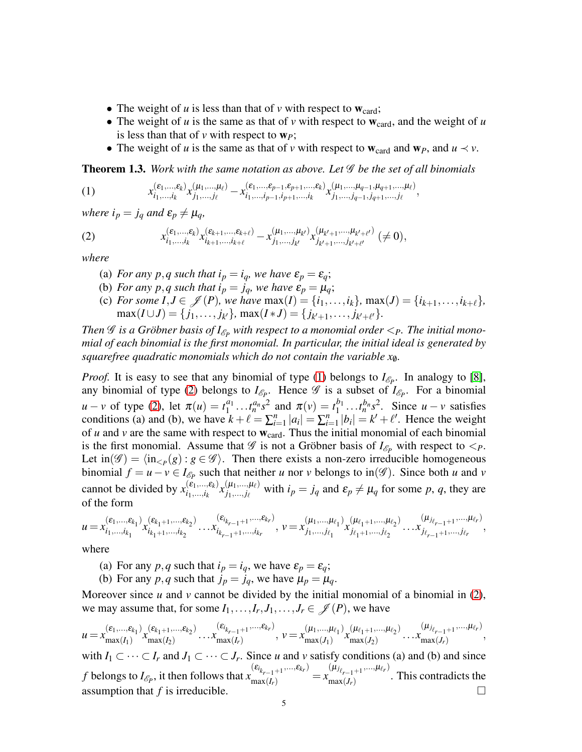- The weight of $u$ is less than that of $v$ with respect to $\mathbf{w}_{\text{card}}$;
- The weight of $u$ is the same as that of $v$ with respect to $\mathbf{w}_{\text{card}}$, and the weight of $u$ is less than that of $v$ with respect to $\mathbf{w}_P$;
- The weight of $u$ is the same as that of $v$ with respect to $\mathbf{w}_{\text{card}}$ and $\mathbf{w}_P$, and $u \prec v$.

**Theorem 1.3.** *Work with the same notation as above. Let $\mathscr{G}$ be the set of all binomials*

$$x_{i_1,\dots,i_k}^{(\varepsilon_1,\dots,\varepsilon_k)} x_{j_1,\dots,j_\ell}^{(\mu_1,\dots,\mu_\ell)} - x_{i_1,\dots,i_{p-1},i_{p+1},\dots,i_k}^{(\varepsilon_1,\dots,\varepsilon_{p-1},\varepsilon_{p+1},\dots,\varepsilon_k)} x_{j_1,\dots,j_{q-1},j_{q+1},\dots,j_\ell}^{(\mu_1,\dots,\mu_{q-1},\mu_{q+1},\dots,\mu_\ell)}, \tag{1}$$

*where $i_p = j_q$ and $\varepsilon_p \neq \mu_q$,*

$$x_{i_1,\dots,i_k}^{(\varepsilon_1,\dots,\varepsilon_k)} x_{i_{k+1},\dots,i_{k+\ell}}^{(\varepsilon_{k+1},\dots,\varepsilon_{k+\ell})} - x_{j_1,\dots,j_{k'}}^{(\mu_1,\dots,\mu_{k'})} x_{j_{k'+1},\dots,j_{k'+\ell'}}^{(\mu_{k'+1},\dots,\mu_{k'+\ell'})} \ (\neq 0), \tag{2}$$

*where*

- (a) *For any $p,q$ such that $i_p = i_q$, we have $\varepsilon_p = \varepsilon_q$;*
- (b) *For any $p,q$ such that $i_p = j_q$, we have $\varepsilon_p = \mu_q$;*
- (c) *For some $I,J \in \mathscr{J}(P)$, we have $\max(I) = \{i_1,\dots,i_k\}$, $\max(J) = \{i_{k+1},\dots,i_{k+\ell}\}$, $\max(I \cup J) = \{j_1,\dots,j_{k'}\}$, $\max(I * J) = \{j_{k'+1},\dots,j_{k'+\ell'}\}$.*

*Then $\mathscr{G}$ is a Gröbner basis of $I_{\mathscr{E}_P}$ with respect to a monomial order $<_P$. The initial monomial of each binomial is the first monomial. In particular, the initial ideal is generated by squarefree quadratic monomials which do not contain the variable $x_\emptyset$.*

*Proof.* It is easy to see that any binomial of type (1) belongs to $I_{\mathscr{E}_P}$. In analogy to [8], any binomial of type (2) belongs to $I_{\mathscr{E}_P}$. Hence $\mathscr{G}$ is a subset of $I_{\mathscr{E}_P}$. For a binomial $u - v$ of type (2), let $\pi(u) = t_1^{a_1}\dots t_n^{a_n}s^2$ and $\pi(v) = t_1^{b_1}\dots t_n^{b_n}s^2$. Since $u - v$ satisfies conditions (a) and (b), we have $k+\ell = \sum_{i=1}^n |a_i| = \sum_{i=1}^n |b_i| = k'+\ell'$. Hence the weight of $u$ and $v$ are the same with respect to $\mathbf{w}_{\text{card}}$. Thus the initial monomial of each binomial is the first monomial. Assume that $\mathscr{G}$ is not a Gröbner basis of $I_{\mathscr{E}_P}$ with respect to $<_P$. Let $\text{in}(\mathscr{G}) = \langle \text{in}_{<_P}(g) : g \in \mathscr{G} \rangle$. Then there exists a non-zero irreducible homogeneous binomial $f = u - v \in I_{\mathscr{E}_P}$ such that neither $u$ nor $v$ belongs to $\text{in}(\mathscr{G})$. Since both $u$ and $v$ cannot be divided by $x_{i_1,\dots,i_k}^{(\varepsilon_1,\dots,\varepsilon_k)} x_{j_1,\dots,j_\ell}^{(\mu_1,\dots,\mu_\ell)}$ with $i_p = j_q$ and $\varepsilon_p \neq \mu_q$ for some $p$, $q$, they are of the form

$$u = x_{i_1,\dots,i_{k_1}}^{(\varepsilon_1,\dots,\varepsilon_{k_1})} x_{i_{k_1+1},\dots,i_{k_2}}^{(\varepsilon_{k_1+1},\dots,\varepsilon_{k_2})} \cdots x_{i_{k_{r-1}+1},\dots,i_{k_r}}^{(\varepsilon_{i_{k_{r-1}+1}},\dots,\varepsilon_{k_r})}, \ v = x_{j_1,\dots,j_{\ell_1}}^{(\mu_1,\dots,\mu_{\ell_1})} x_{j_{\ell_1+1},\dots,j_{\ell_2}}^{(\mu_{\ell_1+1},\dots,\mu_{\ell_2})} \cdots x_{j_{\ell_{r-1}+1},\dots,j_{\ell_r}}^{(\mu_{j_{\ell_{r-1}+1}},\dots,\mu_{\ell_r})},$$

where

- (a) For any $p,q$ such that $i_p = i_q$, we have $\varepsilon_p = \varepsilon_q$;
- (b) For any $p,q$ such that $j_p = j_q$, we have $\mu_p = \mu_q$.

Moreover since $u$ and $v$ cannot be divided by the initial monomial of a binomial in (2), we may assume that, for some $I_1,\dots,I_r,J_1,\dots,J_r \in \mathscr{J}(P)$, we have

$$u = x_{\max(I_1)}^{(\varepsilon_1,\dots,\varepsilon_{k_1})} x_{\max(I_2)}^{(\varepsilon_{k_1+1},\dots,\varepsilon_{k_2})} \cdots x_{\max(I_r)}^{(\varepsilon_{i_{k_{r-1}+1}},\dots,\varepsilon_{k_r})}, \ v = x_{\max(J_1)}^{(\mu_1,\dots,\mu_{\ell_1})} x_{\max(J_2)}^{(\mu_{\ell_1+1},\dots,\mu_{\ell_2})} \cdots x_{\max(J_r)}^{(\mu_{j_{\ell_{r-1}+1}},\dots,\mu_{\ell_r})},$$

with $I_1 \subset \cdots \subset I_r$ and $J_1 \subset \cdots \subset J_r$. Since $u$ and $v$ satisfy conditions (a) and (b) and since $f$ belongs to $I_{\mathscr{E}_P}$, it then follows that $x_{\max(I_r)}^{(\varepsilon_{i_{k_{r-1}+1}},\dots,\varepsilon_{k_r})} = x_{\max(J_r)}^{(\mu_{j_{\ell_{r-1}+1}},\dots,\mu_{\ell_r})}$. This contradicts the assumption that $f$ is irreducible. $\square$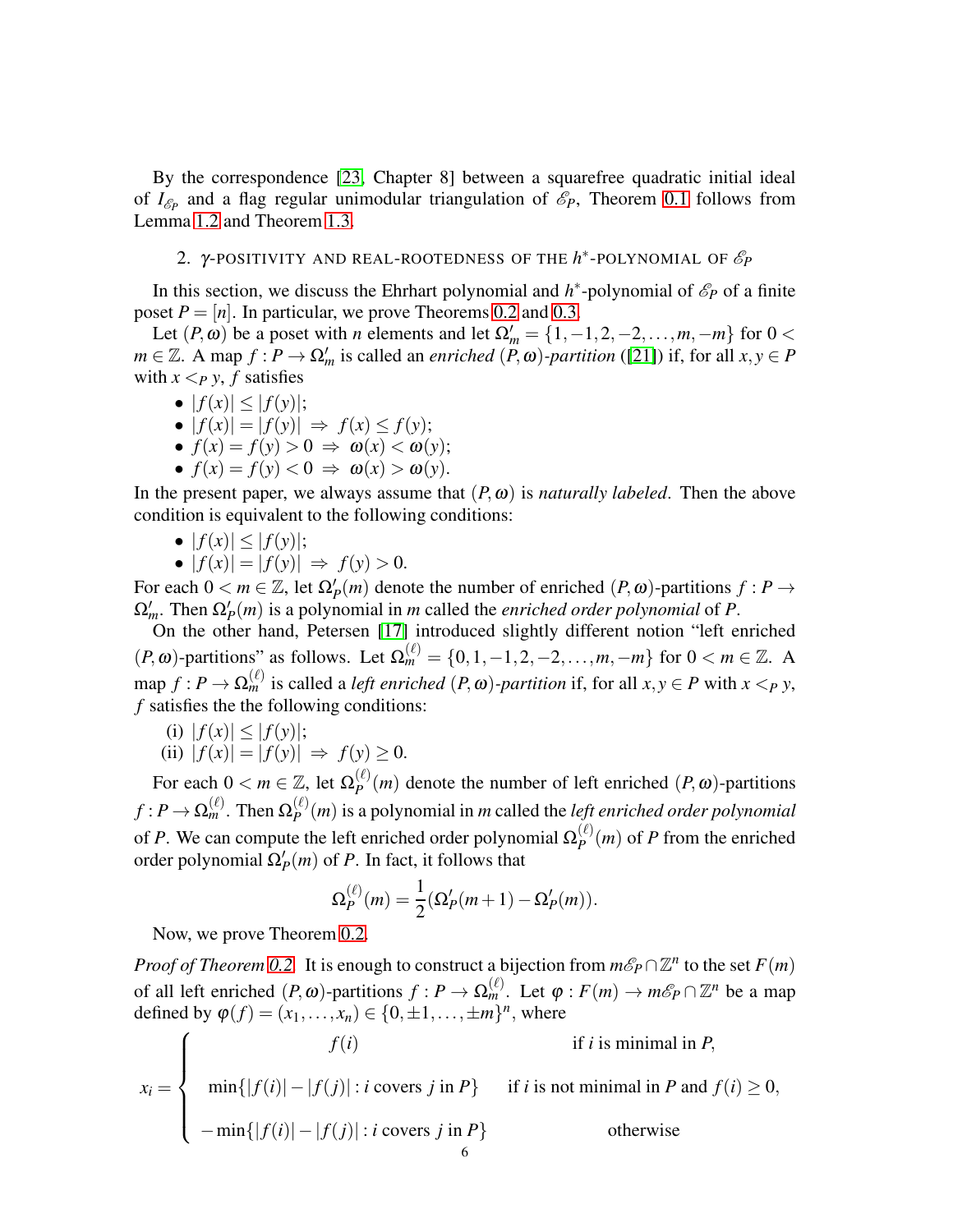By the correspondence [23, Chapter 8] between a squarefree quadratic initial ideal of $I_{\mathscr{E}_P}$ and a flag regular unimodular triangulation of $\mathscr{E}_P$, Theorem 0.1 follows from Lemma 1.2 and Theorem 1.3.

## 2. $\gamma$-POSITIVITY AND REAL-ROOTEDNESS OF THE $h^*$-POLYNOMIAL OF $\mathscr{E}_P$

In this section, we discuss the Ehrhart polynomial and $h^*$-polynomial of $\mathscr{E}_P$ of a finite poset $P = [n]$. In particular, we prove Theorems 0.2 and 0.3.

Let $(P, \omega)$ be a poset with $n$ elements and let $\Omega'_m = \{1, -1, 2, -2, \ldots, m, -m\}$ for $0 < m \in \mathbb{Z}$. A map $f : P \to \Omega'_m$ is called an *enriched* $(P, \omega)$*-partition* ([21]) if, for all $x, y \in P$ with $x <_P y$, $f$ satisfies

- $|f(x)| \leq |f(y)|$;
- $|f(x)| = |f(y)| \Rightarrow f(x) \leq f(y)$;
- $f(x) = f(y) > 0 \Rightarrow \omega(x) < \omega(y)$;
- $f(x) = f(y) < 0 \Rightarrow \omega(x) > \omega(y)$.

In the present paper, we always assume that $(P, \omega)$ is *naturally labeled*. Then the above condition is equivalent to the following conditions:

- $|f(x)| \leq |f(y)|$;
- $|f(x)| = |f(y)| \Rightarrow f(y) > 0$.

For each $0 < m \in \mathbb{Z}$, let $\Omega'_P(m)$ denote the number of enriched $(P, \omega)$-partitions $f : P \to \Omega'_m$. Then $\Omega'_P(m)$ is a polynomial in $m$ called the *enriched order polynomial* of $P$.

On the other hand, Petersen [17] introduced slightly different notion "left enriched $(P, \omega)$-partitions" as follows. Let $\Omega^{(\ell)}_m = \{0, 1, -1, 2, -2, \ldots, m, -m\}$ for $0 < m \in \mathbb{Z}$. A map $f : P \to \Omega^{(\ell)}_m$ is called a *left enriched* $(P, \omega)$*-partition* if, for all $x, y \in P$ with $x <_P y$, $f$ satisfies the the following conditions:

(i) $|f(x)| \leq |f(y)|$;
(ii) $|f(x)| = |f(y)| \Rightarrow f(y) \geq 0$.

For each $0 < m \in \mathbb{Z}$, let $\Omega^{(\ell)}_P(m)$ denote the number of left enriched $(P, \omega)$-partitions $f : P \to \Omega^{(\ell)}_m$. Then $\Omega^{(\ell)}_P(m)$ is a polynomial in $m$ called the *left enriched order polynomial* of $P$. We can compute the left enriched order polynomial $\Omega^{(\ell)}_P(m)$ of $P$ from the enriched order polynomial $\Omega'_P(m)$ of $P$. In fact, it follows that

$$\Omega^{(\ell)}_P(m) = \frac{1}{2}(\Omega'_P(m+1) - \Omega'_P(m)).$$

Now, we prove Theorem 0.2.

*Proof of Theorem 0.2.* It is enough to construct a bijection from $m\mathscr{E}_P \cap \mathbb{Z}^n$ to the set $F(m)$ of all left enriched $(P, \omega)$-partitions $f : P \to \Omega^{(\ell)}_m$. Let $\varphi : F(m) \to m\mathscr{E}_P \cap \mathbb{Z}^n$ be a map defined by $\varphi(f) = (x_1, \ldots, x_n) \in \{0, \pm 1, \ldots, \pm m\}^n$, where

$$x_i = \begin{cases} f(i) & \text{if } i \text{ is minimal in } P, \\ \min\{|f(i)| - |f(j)| : i \text{ covers } j \text{ in } P\} & \text{if } i \text{ is not minimal in } P \text{ and } f(i) \geq 0, \\ -\min\{|f(i)| - |f(j)| : i \text{ covers } j \text{ in } P\} & \text{otherwise} \end{cases}$$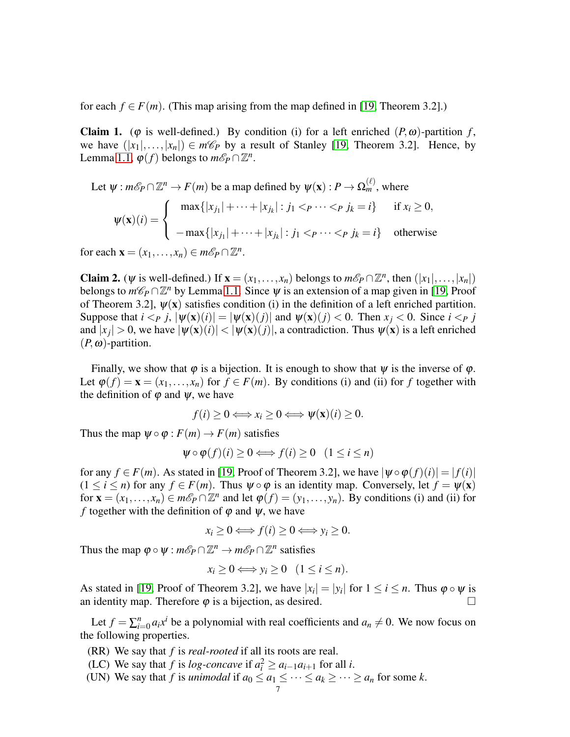for each $f \in F(m)$. (This map arising from the map defined in [19, Theorem 3.2].)

**Claim 1.** ($\varphi$ is well-defined.) By condition (i) for a left enriched $(P,\omega)$-partition $f$, we have $(|x_1|,\dots,|x_n|) \in m\mathscr{C}_P$ by a result of Stanley [19, Theorem 3.2]. Hence, by Lemma 1.1, $\varphi(f)$ belongs to $m\mathscr{E}_P \cap \mathbb{Z}^n$.

Let $\psi : m\mathscr{E}_P \cap \mathbb{Z}^n \to F(m)$ be a map defined by $\psi(\mathbf{x}) : P \to \Omega_m^{(\ell)}$, where

$$\psi(\mathbf{x})(i) = \begin{cases} \max\{|x_{j_1}| + \cdots + |x_{j_k}| : j_1 <_P \cdots <_P j_k = i\} & \text{if } x_i \geq 0, \\ -\max\{|x_{j_1}| + \cdots + |x_{j_k}| : j_1 <_P \cdots <_P j_k = i\} & \text{otherwise} \end{cases}$$

for each $\mathbf{x} = (x_1,\dots,x_n) \in m\mathscr{E}_P \cap \mathbb{Z}^n$.

**Claim 2.** ($\psi$ is well-defined.) If $\mathbf{x} = (x_1,\dots,x_n)$ belongs to $m\mathscr{E}_P \cap \mathbb{Z}^n$, then $(|x_1|,\dots,|x_n|)$ belongs to $m\mathscr{C}_P \cap \mathbb{Z}^n$ by Lemma 1.1. Since $\psi$ is an extension of a map given in [19, Proof of Theorem 3.2], $\psi(\mathbf{x})$ satisfies condition (i) in the definition of a left enriched partition. Suppose that $i <_P j$, $|\psi(\mathbf{x})(i)| = |\psi(\mathbf{x})(j)|$ and $\psi(\mathbf{x})(j) < 0$. Then $x_j < 0$. Since $i <_P j$ and $|x_j| > 0$, we have $|\psi(\mathbf{x})(i)| < |\psi(\mathbf{x})(j)|$, a contradiction. Thus $\psi(\mathbf{x})$ is a left enriched $(P,\omega)$-partition.

Finally, we show that $\varphi$ is a bijection. It is enough to show that $\psi$ is the inverse of $\varphi$. Let $\varphi(f) = \mathbf{x} = (x_1,\dots,x_n)$ for $f \in F(m)$. By conditions (i) and (ii) for $f$ together with the definition of $\varphi$ and $\psi$, we have

$$f(i) \geq 0 \iff x_i \geq 0 \iff \psi(\mathbf{x})(i) \geq 0.$$

Thus the map $\psi \circ \varphi : F(m) \to F(m)$ satisfies

$$\psi \circ \varphi(f)(i) \geq 0 \iff f(i) \geq 0 \quad (1 \leq i \leq n)$$

for any $f \in F(m)$. As stated in [19, Proof of Theorem 3.2], we have $|\psi \circ \varphi(f)(i)| = |f(i)|$ $(1 \leq i \leq n)$ for any $f \in F(m)$. Thus $\psi \circ \varphi$ is an identity map. Conversely, let $f = \psi(\mathbf{x})$ for $\mathbf{x} = (x_1,\dots,x_n) \in m\mathscr{E}_P \cap \mathbb{Z}^n$ and let $\varphi(f) = (y_1,\dots,y_n)$. By conditions (i) and (ii) for $f$ together with the definition of $\varphi$ and $\psi$, we have

$$x_i \geq 0 \iff f(i) \geq 0 \iff y_i \geq 0.$$

Thus the map $\varphi \circ \psi : m\mathscr{E}_P \cap \mathbb{Z}^n \to m\mathscr{E}_P \cap \mathbb{Z}^n$ satisfies

$$x_i \geq 0 \iff y_i \geq 0 \quad (1 \leq i \leq n).$$

As stated in [19, Proof of Theorem 3.2], we have $|x_i| = |y_i|$ for $1 \leq i \leq n$. Thus $\varphi \circ \psi$ is an identity map. Therefore $\varphi$ is a bijection, as desired. $\square$

Let $f = \sum_{i=0}^{n} a_i x^i$ be a polynomial with real coefficients and $a_n \neq 0$. We now focus on the following properties.

(RR) We say that $f$ is *real-rooted* if all its roots are real.
(LC) We say that $f$ is *log-concave* if $a_i^2 \geq a_{i-1}a_{i+1}$ for all $i$.
(UN) We say that $f$ is *unimodal* if $a_0 \leq a_1 \leq \cdots \leq a_k \geq \cdots \geq a_n$ for some $k$.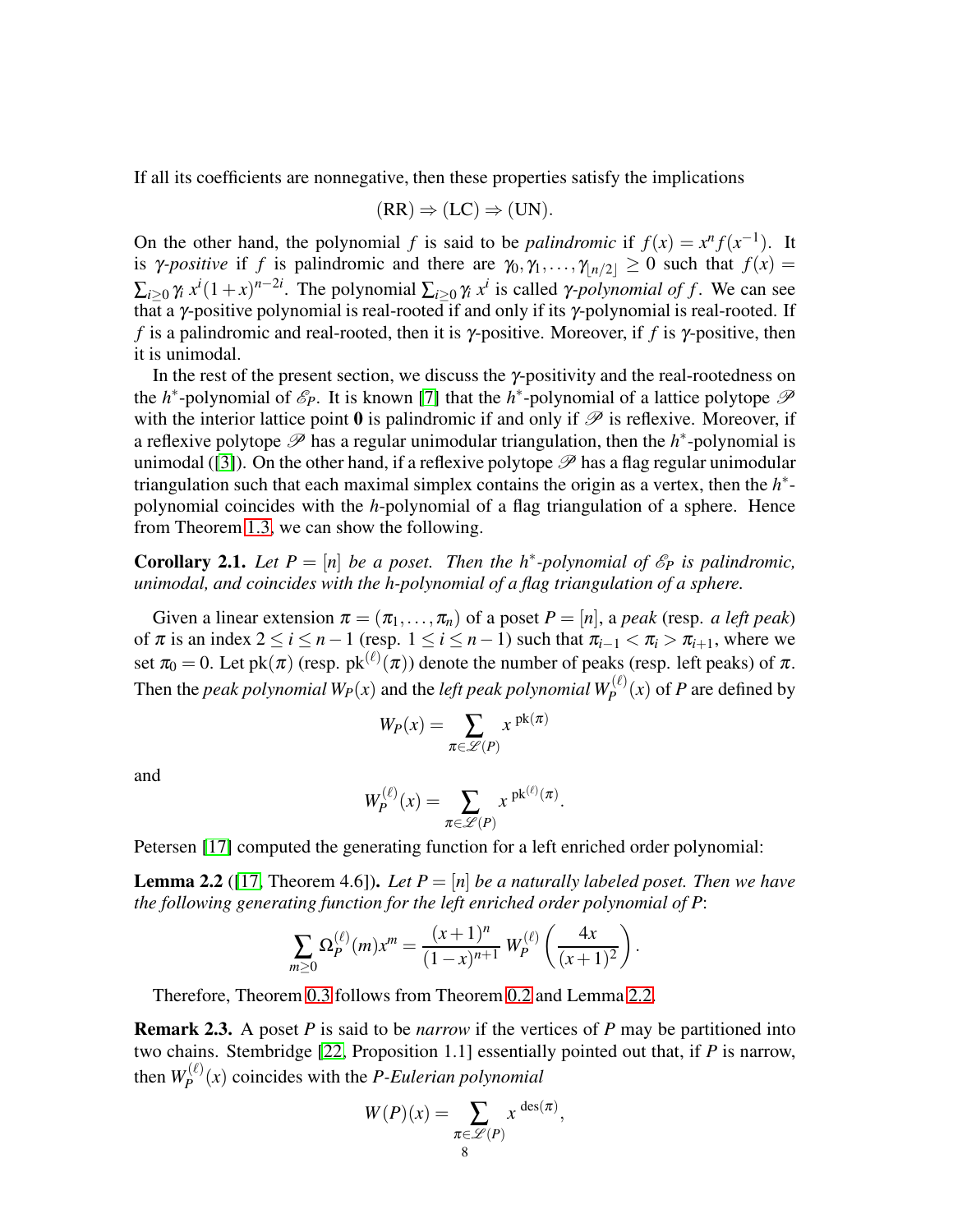If all its coefficients are nonnegative, then these properties satisfy the implications

$$\text{(RR)} \Rightarrow \text{(LC)} \Rightarrow \text{(UN)}.$$

On the other hand, the polynomial $f$ is said to be *palindromic* if $f(x) = x^n f(x^{-1})$. It is *$\gamma$-positive* if $f$ is palindromic and there are $\gamma_0, \gamma_1, \dots, \gamma_{\lfloor n/2 \rfloor} \geq 0$ such that $f(x) = \sum_{i \geq 0} \gamma_i \, x^i (1+x)^{n-2i}$. The polynomial $\sum_{i \geq 0} \gamma_i \, x^i$ is called *$\gamma$-polynomial of $f$*. We can see that a $\gamma$-positive polynomial is real-rooted if and only if its $\gamma$-polynomial is real-rooted. If $f$ is a palindromic and real-rooted, then it is $\gamma$-positive. Moreover, if $f$ is $\gamma$-positive, then it is unimodal.

In the rest of the present section, we discuss the $\gamma$-positivity and the real-rootedness on the $h^*$-polynomial of $\mathscr{E}_P$. It is known [7] that the $h^*$-polynomial of a lattice polytope $\mathscr{P}$ with the interior lattice point $\mathbf{0}$ is palindromic if and only if $\mathscr{P}$ is reflexive. Moreover, if a reflexive polytope $\mathscr{P}$ has a regular unimodular triangulation, then the $h^*$-polynomial is unimodal ([3]). On the other hand, if a reflexive polytope $\mathscr{P}$ has a flag regular unimodular triangulation such that each maximal simplex contains the origin as a vertex, then the $h^*$-polynomial coincides with the $h$-polynomial of a flag triangulation of a sphere. Hence from Theorem 1.3, we can show the following.

**Corollary 2.1.** *Let $P = [n]$ be a poset. Then the $h^*$-polynomial of $\mathscr{E}_P$ is palindromic, unimodal, and coincides with the $h$-polynomial of a flag triangulation of a sphere.*

Given a linear extension $\pi = (\pi_1, \dots, \pi_n)$ of a poset $P = [n]$, a *peak* (resp. *a left peak*) of $\pi$ is an index $2 \leq i \leq n-1$ (resp. $1 \leq i \leq n-1$) such that $\pi_{i-1} < \pi_i > \pi_{i+1}$, where we set $\pi_0 = 0$. Let $\mathrm{pk}(\pi)$ (resp. $\mathrm{pk}^{(\ell)}(\pi)$) denote the number of peaks (resp. left peaks) of $\pi$. Then the *peak polynomial* $W_P(x)$ and the *left peak polynomial* $W_P^{(\ell)}(x)$ of $P$ are defined by

$$W_P(x) = \sum_{\pi \in \mathscr{L}(P)} x^{\,\mathrm{pk}(\pi)}$$

and

$$W_P^{(\ell)}(x) = \sum_{\pi \in \mathscr{L}(P)} x^{\,\mathrm{pk}^{(\ell)}(\pi)}.$$

Petersen [17] computed the generating function for a left enriched order polynomial:

**Lemma 2.2** ([17, Theorem 4.6])**.** *Let $P = [n]$ be a naturally labeled poset. Then we have the following generating function for the left enriched order polynomial of $P$:*

$$\sum_{m \geq 0} \Omega_P^{(\ell)}(m) x^m = \frac{(x+1)^n}{(1-x)^{n+1}} \, W_P^{(\ell)}\left(\frac{4x}{(x+1)^2}\right).$$

Therefore, Theorem 0.3 follows from Theorem 0.2 and Lemma 2.2.

**Remark 2.3.** A poset $P$ is said to be *narrow* if the vertices of $P$ may be partitioned into two chains. Stembridge [22, Proposition 1.1] essentially pointed out that, if $P$ is narrow, then $W_P^{(\ell)}(x)$ coincides with the *$P$-Eulerian polynomial*

$$W(P)(x) = \sum_{\pi \in \mathscr{L}(P)} x^{\,\mathrm{des}(\pi)},$$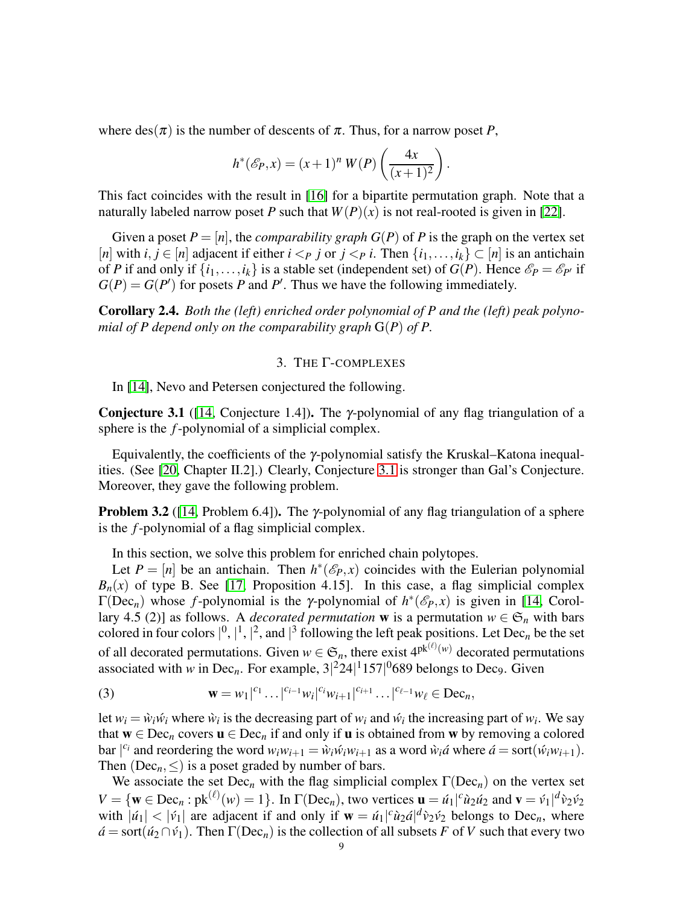where $\operatorname{des}(\pi)$ is the number of descents of $\pi$. Thus, for a narrow poset $P$,

$$h^*(\mathscr{E}_P, x) = (x+1)^n \, W(P)\left(\frac{4x}{(x+1)^2}\right).$$

This fact coincides with the result in [16] for a bipartite permutation graph. Note that a naturally labeled narrow poset $P$ such that $W(P)(x)$ is not real-rooted is given in [22].

Given a poset $P = [n]$, the *comparability graph* $G(P)$ of $P$ is the graph on the vertex set $[n]$ with $i, j \in [n]$ adjacent if either $i <_P j$ or $j <_P i$. Then $\{i_1, \dots, i_k\} \subset [n]$ is an antichain of $P$ if and only if $\{i_1, \dots, i_k\}$ is a stable set (independent set) of $G(P)$. Hence $\mathscr{E}_P = \mathscr{E}_{P'}$ if $G(P) = G(P')$ for posets $P$ and $P'$. Thus we have the following immediately.

**Corollary 2.4.** *Both the (left) enriched order polynomial of $P$ and the (left) peak polynomial of $P$ depend only on the comparability graph* $\mathrm{G}(P)$ *of $P$.*

## 3. The $\Gamma$-complexes

In [14], Nevo and Petersen conjectured the following.

**Conjecture 3.1** ([14, Conjecture 1.4]). The $\gamma$-polynomial of any flag triangulation of a sphere is the $f$-polynomial of a simplicial complex.

Equivalently, the coefficients of the $\gamma$-polynomial satisfy the Kruskal–Katona inequalities. (See [20, Chapter II.2].) Clearly, Conjecture 3.1 is stronger than Gal's Conjecture. Moreover, they gave the following problem.

**Problem 3.2** ([14, Problem 6.4]). The $\gamma$-polynomial of any flag triangulation of a sphere is the $f$-polynomial of a flag simplicial complex.

In this section, we solve this problem for enriched chain polytopes.

Let $P = [n]$ be an antichain. Then $h^*(\mathscr{E}_P, x)$ coincides with the Eulerian polynomial $B_n(x)$ of type B. See [17, Proposition 4.15]. In this case, a flag simplicial complex $\Gamma(\mathrm{Dec}_n)$ whose $f$-polynomial is the $\gamma$-polynomial of $h^*(\mathscr{E}_P, x)$ is given in [14, Corollary 4.5 (2)] as follows. A *decorated permutation* $\mathbf{w}$ is a permutation $w \in \mathfrak{S}_n$ with bars colored in four colors $|^0$, $|^1$, $|^2$, and $|^3$ following the left peak positions. Let $\mathrm{Dec}_n$ be the set of all decorated permutations. Given $w \in \mathfrak{S}_n$, there exist $4^{\mathrm{pk}^{(\ell)}(w)}$ decorated permutations associated with $w$ in $\mathrm{Dec}_n$. For example, $3|^2 24|^1 157|^0 689$ belongs to $\mathrm{Dec}_9$. Given

$$\mathbf{w} = w_1|^{c_1} \dots |^{c_{i-1}} w_i|^{c_i} w_{i+1}|^{c_{i+1}} \dots |^{c_{\ell-1}} w_\ell \in \mathrm{Dec}_n, \tag{3}$$

let $w_i = \grave{w}_i \acute{w}_i$ where $\grave{w}_i$ is the decreasing part of $w_i$ and $\acute{w}_i$ the increasing part of $w_i$. We say that $\mathbf{w} \in \mathrm{Dec}_n$ covers $\mathbf{u} \in \mathrm{Dec}_n$ if and only if $\mathbf{u}$ is obtained from $\mathbf{w}$ by removing a colored bar $|^{c_i}$ and reordering the word $w_i w_{i+1} = \grave{w}_i \acute{w}_i w_{i+1}$ as a word $\grave{w}_i \acute{a}$ where $\acute{a} = \mathrm{sort}(\acute{w}_i w_{i+1})$. Then $(\mathrm{Dec}_n, \leq)$ is a poset graded by number of bars.

We associate the set $\mathrm{Dec}_n$ with the flag simplicial complex $\Gamma(\mathrm{Dec}_n)$ on the vertex set $V = \{\mathbf{w} \in \mathrm{Dec}_n : \mathrm{pk}^{(\ell)}(w) = 1\}$. In $\Gamma(\mathrm{Dec}_n)$, two vertices $\mathbf{u} = \acute{u}_1|^c \grave{u}_2 \acute{u}_2$ and $\mathbf{v} = \acute{v}_1|^d \grave{v}_2 \acute{v}_2$ with $|\acute{u}_1| < |\acute{v}_1|$ are adjacent if and only if $\mathbf{w} = \acute{u}_1|^c \grave{u}_2 \acute{a}|^d \grave{v}_2 \acute{v}_2$ belongs to $\mathrm{Dec}_n$, where $\acute{a} = \mathrm{sort}(\acute{u}_2 \cap \acute{v}_1)$. Then $\Gamma(\mathrm{Dec}_n)$ is the collection of all subsets $F$ of $V$ such that every two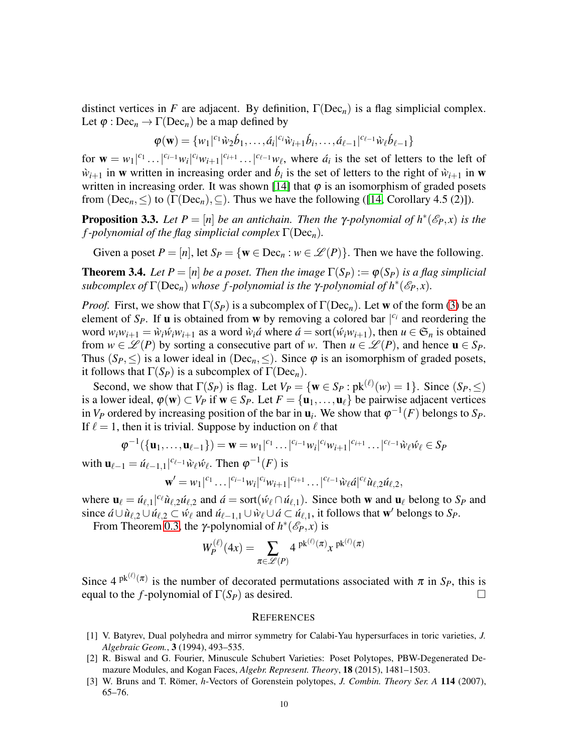distinct vertices in $F$ are adjacent. By definition, $\Gamma(\mathrm{Dec}_n)$ is a flag simplicial complex. Let $\varphi : \mathrm{Dec}_n \to \Gamma(\mathrm{Dec}_n)$ be a map defined by

$$\varphi(\mathbf{w}) = \{w_1|^{c_1}\grave{w}_2\acute{b}_1, \ldots, \acute{a}_i|^{c_i}\grave{w}_{i+1}\acute{b}_i, \ldots, \acute{a}_{\ell-1}|^{c_{\ell-1}}\grave{w}_\ell\acute{b}_{\ell-1}\}$$

for $\mathbf{w} = w_1|^{c_1}\ldots|^{c_{i-1}}w_i|^{c_i}w_{i+1}|^{c_{i+1}}\ldots|^{c_{\ell-1}}w_\ell$, where $\acute{a}_i$ is the set of letters to the left of $\grave{w}_{i+1}$ in $\mathbf{w}$ written in increasing order and $\acute{b}_i$ is the set of letters to the right of $\grave{w}_{i+1}$ in $\mathbf{w}$ written in increasing order. It was shown [14] that $\varphi$ is an isomorphism of graded posets from $(\mathrm{Dec}_n, \leq)$ to $(\Gamma(\mathrm{Dec}_n), \subseteq)$. Thus we have the following ([14, Corollary 4.5 (2)]).

**Proposition 3.3.** *Let $P = [n]$ be an antichain. Then the $\gamma$-polynomial of $h^*(\mathscr{E}_P, x)$ is the $f$-polynomial of the flag simplicial complex $\Gamma(\mathrm{Dec}_n)$.*

Given a poset $P = [n]$, let $S_P = \{\mathbf{w} \in \mathrm{Dec}_n : w \in \mathscr{L}(P)\}$. Then we have the following.

**Theorem 3.4.** *Let $P = [n]$ be a poset. Then the image $\Gamma(S_P) := \varphi(S_P)$ is a flag simplicial subcomplex of $\Gamma(\mathrm{Dec}_n)$ whose $f$-polynomial is the $\gamma$-polynomial of $h^*(\mathscr{E}_P, x)$.*

*Proof.* First, we show that $\Gamma(S_P)$ is a subcomplex of $\Gamma(\mathrm{Dec}_n)$. Let $\mathbf{w}$ of the form (3) be an element of $S_P$. If $\mathbf{u}$ is obtained from $\mathbf{w}$ by removing a colored bar $|^{c_i}$ and reordering the word $w_iw_{i+1} = \grave{w}_i\acute{w}_iw_{i+1}$ as a word $\grave{w}_i\acute{a}$ where $\acute{a} = \mathrm{sort}(\acute{w}_iw_{i+1})$, then $u \in \mathfrak{S}_n$ is obtained from $w \in \mathscr{L}(P)$ by sorting a consecutive part of $w$. Then $u \in \mathscr{L}(P)$, and hence $\mathbf{u} \in S_P$. Thus $(S_P, \leq)$ is a lower ideal in $(\mathrm{Dec}_n, \leq)$. Since $\varphi$ is an isomorphism of graded posets, it follows that $\Gamma(S_P)$ is a subcomplex of $\Gamma(\mathrm{Dec}_n)$.

Second, we show that $\Gamma(S_P)$ is flag. Let $V_P = \{\mathbf{w} \in S_P : \mathrm{pk}^{(\ell)}(w) = 1\}$. Since $(S_P, \leq)$ is a lower ideal, $\varphi(\mathbf{w}) \subset V_P$ if $\mathbf{w} \in S_P$. Let $F = \{\mathbf{u}_1, \ldots, \mathbf{u}_\ell\}$ be pairwise adjacent vertices in $V_P$ ordered by increasing position of the bar in $\mathbf{u}_i$. We show that $\varphi^{-1}(F)$ belongs to $S_P$. If $\ell = 1$, then it is trivial. Suppose by induction on $\ell$ that

$$\varphi^{-1}(\{\mathbf{u}_1, \ldots, \mathbf{u}_{\ell-1}\}) = \mathbf{w} = w_1|^{c_1}\ldots|^{c_{i-1}}w_i|^{c_i}w_{i+1}|^{c_{i+1}}\ldots|^{c_{\ell-1}}\grave{w}_\ell\acute{w}_\ell \in S_P$$

with $\mathbf{u}_{\ell-1} = \acute{u}_{\ell-1,1}|^{c_{\ell-1}}\grave{w}_\ell\acute{w}_\ell$. Then $\varphi^{-1}(F)$ is

$$\mathbf{w}' = w_1|^{c_1}\ldots|^{c_{i-1}}w_i|^{c_i}w_{i+1}|^{c_{i+1}}\ldots|^{c_{\ell-1}}\grave{w}_\ell\acute{a}|^{c_\ell}\grave{u}_{\ell,2}\acute{u}_{\ell,2},$$

where $\mathbf{u}_\ell = \acute{u}_{\ell,1}|^{c_\ell}\grave{u}_{\ell,2}\acute{u}_{\ell,2}$ and $\acute{a} = \mathrm{sort}(\acute{w}_\ell \cap \acute{u}_{\ell,1})$. Since both $\mathbf{w}$ and $\mathbf{u}_\ell$ belong to $S_P$ and since $\acute{a} \cup \grave{u}_{\ell,2} \cup \acute{u}_{\ell,2} \subset \acute{w}_\ell$ and $\acute{u}_{\ell-1,1} \cup \grave{w}_\ell \cup \acute{a} \subset \acute{u}_{\ell,1}$, it follows that $\mathbf{w}'$ belongs to $S_P$.

From Theorem 0.3, the $\gamma$-polynomial of $h^*(\mathscr{E}_P, x)$ is

$$W_P^{(\ell)}(4x) = \sum_{\pi \in \mathscr{L}(P)} 4^{\,\mathrm{pk}^{(\ell)}(\pi)} x^{\,\mathrm{pk}^{(\ell)}(\pi)}$$

Since $4^{\,\mathrm{pk}^{(\ell)}(\pi)}$ is the number of decorated permutations associated with $\pi$ in $S_P$, this is equal to the $f$-polynomial of $\Gamma(S_P)$ as desired. $\square$

## References

[1] V. Batyrev, Dual polyhedra and mirror symmetry for Calabi-Yau hypersurfaces in toric varieties, *J. Algebraic Geom.*, **3** (1994), 493–535.

[2] R. Biswal and G. Fourier, Minuscule Schubert Varieties: Poset Polytopes, PBW-Degenerated Demazure Modules, and Kogan Faces, *Algebr. Represent. Theory*, **18** (2015), 1481–1503.

[3] W. Bruns and T. Römer, $h$-Vectors of Gorenstein polytopes, *J. Combin. Theory Ser. A* **114** (2007), 65–76.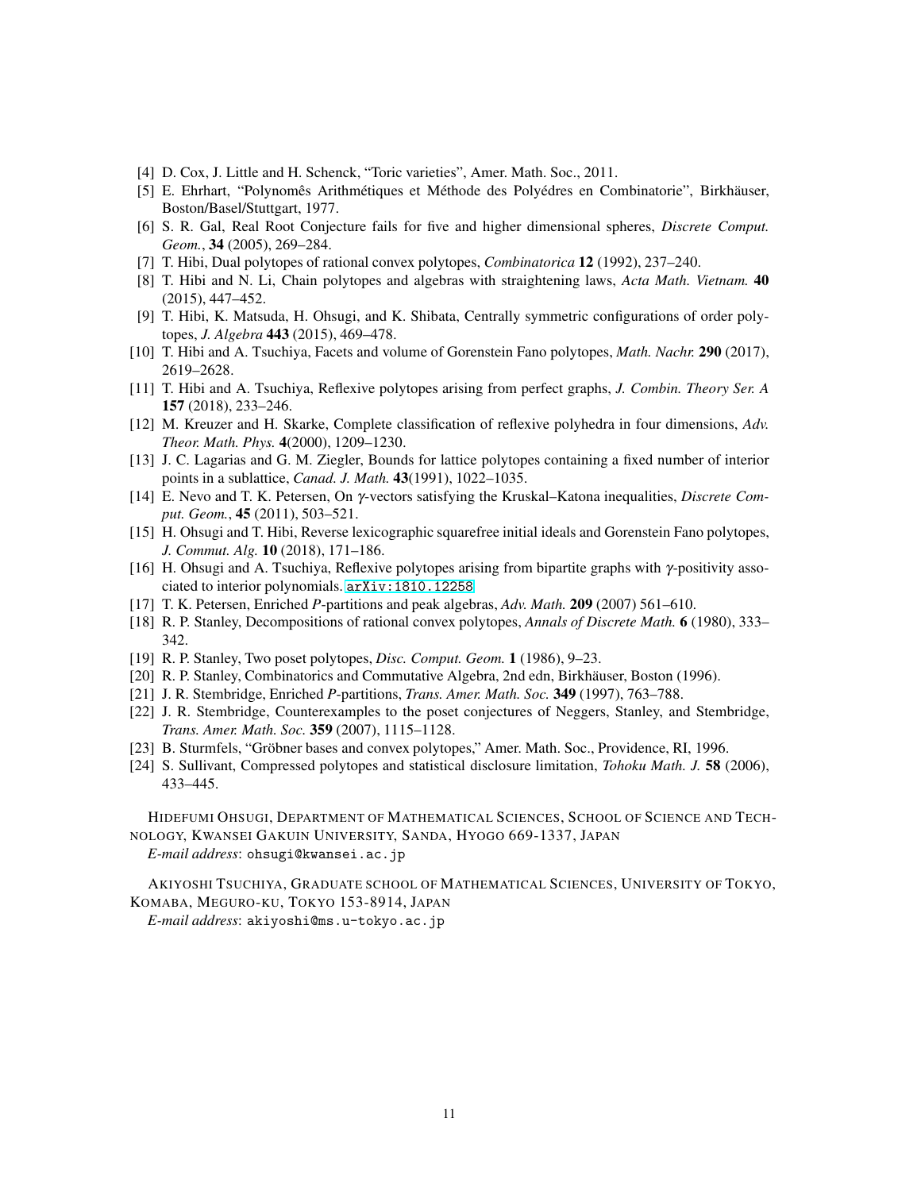[4] D. Cox, J. Little and H. Schenck, "Toric varieties", Amer. Math. Soc., 2011.

[5] E. Ehrhart, "Polynomês Arithmétiques et Méthode des Polyédres en Combinatorie", Birkhäuser, Boston/Basel/Stuttgart, 1977.

[6] S. R. Gal, Real Root Conjecture fails for five and higher dimensional spheres, *Discrete Comput. Geom.*, **34** (2005), 269–284.

[7] T. Hibi, Dual polytopes of rational convex polytopes, *Combinatorica* **12** (1992), 237–240.

[8] T. Hibi and N. Li, Chain polytopes and algebras with straightening laws, *Acta Math. Vietnam.* **40** (2015), 447–452.

[9] T. Hibi, K. Matsuda, H. Ohsugi, and K. Shibata, Centrally symmetric configurations of order polytopes, *J. Algebra* **443** (2015), 469–478.

[10] T. Hibi and A. Tsuchiya, Facets and volume of Gorenstein Fano polytopes, *Math. Nachr.* **290** (2017), 2619–2628.

[11] T. Hibi and A. Tsuchiya, Reflexive polytopes arising from perfect graphs, *J. Combin. Theory Ser. A* **157** (2018), 233–246.

[12] M. Kreuzer and H. Skarke, Complete classification of reflexive polyhedra in four dimensions, *Adv. Theor. Math. Phys.* **4**(2000), 1209–1230.

[13] J. C. Lagarias and G. M. Ziegler, Bounds for lattice polytopes containing a fixed number of interior points in a sublattice, *Canad. J. Math.* **43**(1991), 1022–1035.

[14] E. Nevo and T. K. Petersen, On $\gamma$-vectors satisfying the Kruskal–Katona inequalities, *Discrete Comput. Geom.*, **45** (2011), 503–521.

[15] H. Ohsugi and T. Hibi, Reverse lexicographic squarefree initial ideals and Gorenstein Fano polytopes, *J. Commut. Alg.* **10** (2018), 171–186.

[16] H. Ohsugi and A. Tsuchiya, Reflexive polytopes arising from bipartite graphs with $\gamma$-positivity associated to interior polynomials. arXiv:1810.12258

[17] T. K. Petersen, Enriched *P*-partitions and peak algebras, *Adv. Math.* **209** (2007) 561–610.

[18] R. P. Stanley, Decompositions of rational convex polytopes, *Annals of Discrete Math.* **6** (1980), 333–342.

[19] R. P. Stanley, Two poset polytopes, *Disc. Comput. Geom.* **1** (1986), 9–23.

[20] R. P. Stanley, Combinatorics and Commutative Algebra, 2nd edn, Birkhäuser, Boston (1996).

[21] J. R. Stembridge, Enriched *P*-partitions, *Trans. Amer. Math. Soc.* **349** (1997), 763–788.

[22] J. R. Stembridge, Counterexamples to the poset conjectures of Neggers, Stanley, and Stembridge, *Trans. Amer. Math. Soc.* **359** (2007), 1115–1128.

[23] B. Sturmfels, "Gröbner bases and convex polytopes," Amer. Math. Soc., Providence, RI, 1996.

[24] S. Sullivant, Compressed polytopes and statistical disclosure limitation, *Tohoku Math. J.* **58** (2006), 433–445.

HIDEFUMI OHSUGI, DEPARTMENT OF MATHEMATICAL SCIENCES, SCHOOL OF SCIENCE AND TECHNOLOGY, KWANSEI GAKUIN UNIVERSITY, SANDA, HYOGO 669-1337, JAPAN
*E-mail address*: ohsugi@kwansei.ac.jp

AKIYOSHI TSUCHIYA, GRADUATE SCHOOL OF MATHEMATICAL SCIENCES, UNIVERSITY OF TOKYO, KOMABA, MEGURO-KU, TOKYO 153-8914, JAPAN
*E-mail address*: akiyoshi@ms.u-tokyo.ac.jp